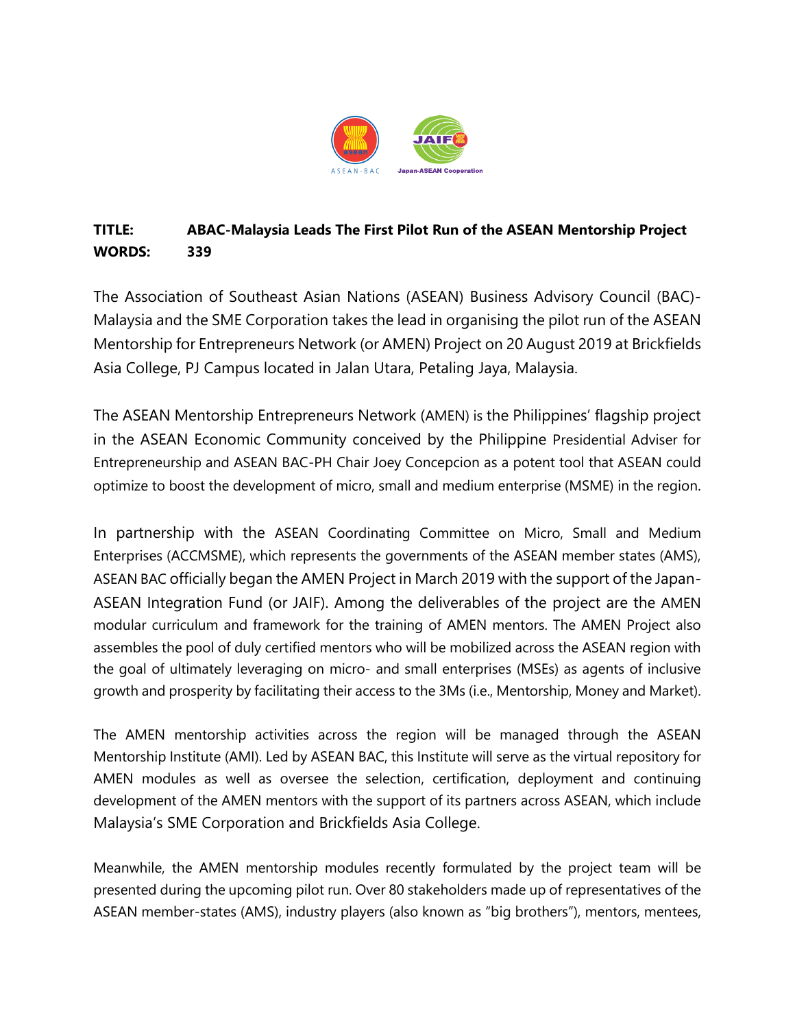**TITLE:** **ABAC-Malaysia Leads The First Pilot Run of the ASEAN Mentorship Project**
**WORDS:** **339**

The Association of Southeast Asian Nations (ASEAN) Business Advisory Council (BAC)-Malaysia and the SME Corporation takes the lead in organising the pilot run of the ASEAN Mentorship for Entrepreneurs Network (or AMEN) Project on 20 August 2019 at Brickfields Asia College, PJ Campus located in Jalan Utara, Petaling Jaya, Malaysia.

The ASEAN Mentorship Entrepreneurs Network (AMEN) is the Philippines' flagship project in the ASEAN Economic Community conceived by the Philippine Presidential Adviser for Entrepreneurship and ASEAN BAC-PH Chair Joey Concepcion as a potent tool that ASEAN could optimize to boost the development of micro, small and medium enterprise (MSME) in the region.

In partnership with the ASEAN Coordinating Committee on Micro, Small and Medium Enterprises (ACCMSME), which represents the governments of the ASEAN member states (AMS), ASEAN BAC officially began the AMEN Project in March 2019 with the support of the Japan-ASEAN Integration Fund (or JAIF). Among the deliverables of the project are the AMEN modular curriculum and framework for the training of AMEN mentors. The AMEN Project also assembles the pool of duly certified mentors who will be mobilized across the ASEAN region with the goal of ultimately leveraging on micro- and small enterprises (MSEs) as agents of inclusive growth and prosperity by facilitating their access to the 3Ms (i.e., Mentorship, Money and Market).

The AMEN mentorship activities across the region will be managed through the ASEAN Mentorship Institute (AMI). Led by ASEAN BAC, this Institute will serve as the virtual repository for AMEN modules as well as oversee the selection, certification, deployment and continuing development of the AMEN mentors with the support of its partners across ASEAN, which include Malaysia's SME Corporation and Brickfields Asia College.

Meanwhile, the AMEN mentorship modules recently formulated by the project team will be presented during the upcoming pilot run. Over 80 stakeholders made up of representatives of the ASEAN member-states (AMS), industry players (also known as "big brothers"), mentors, mentees,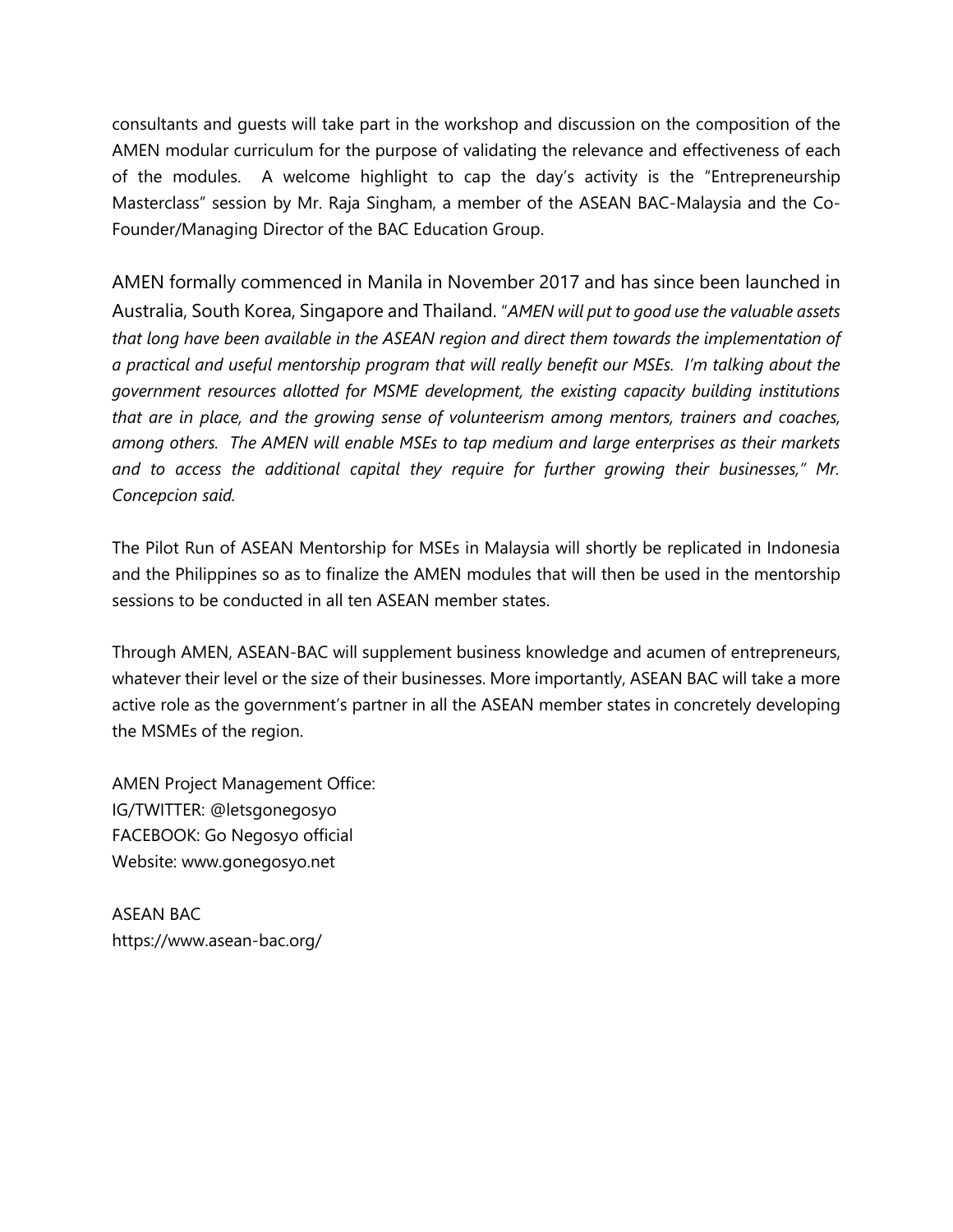consultants and guests will take part in the workshop and discussion on the composition of the AMEN modular curriculum for the purpose of validating the relevance and effectiveness of each of the modules. A welcome highlight to cap the day's activity is the "Entrepreneurship Masterclass" session by Mr. Raja Singham, a member of the ASEAN BAC-Malaysia and the Co-Founder/Managing Director of the BAC Education Group.

AMEN formally commenced in Manila in November 2017 and has since been launched in Australia, South Korea, Singapore and Thailand. "*AMEN will put to good use the valuable assets that long have been available in the ASEAN region and direct them towards the implementation of a practical and useful mentorship program that will really benefit our MSEs. I'm talking about the government resources allotted for MSME development, the existing capacity building institutions that are in place, and the growing sense of volunteerism among mentors, trainers and coaches, among others. The AMEN will enable MSEs to tap medium and large enterprises as their markets and to access the additional capital they require for further growing their businesses," Mr. Concepcion said.*

The Pilot Run of ASEAN Mentorship for MSEs in Malaysia will shortly be replicated in Indonesia and the Philippines so as to finalize the AMEN modules that will then be used in the mentorship sessions to be conducted in all ten ASEAN member states.

Through AMEN, ASEAN-BAC will supplement business knowledge and acumen of entrepreneurs, whatever their level or the size of their businesses. More importantly, ASEAN BAC will take a more active role as the government's partner in all the ASEAN member states in concretely developing the MSMEs of the region.

AMEN Project Management Office:
IG/TWITTER: @letsgonegosyo
FACEBOOK: Go Negosyo official
Website: www.gonegosyo.net

ASEAN BAC
https://www.asean-bac.org/